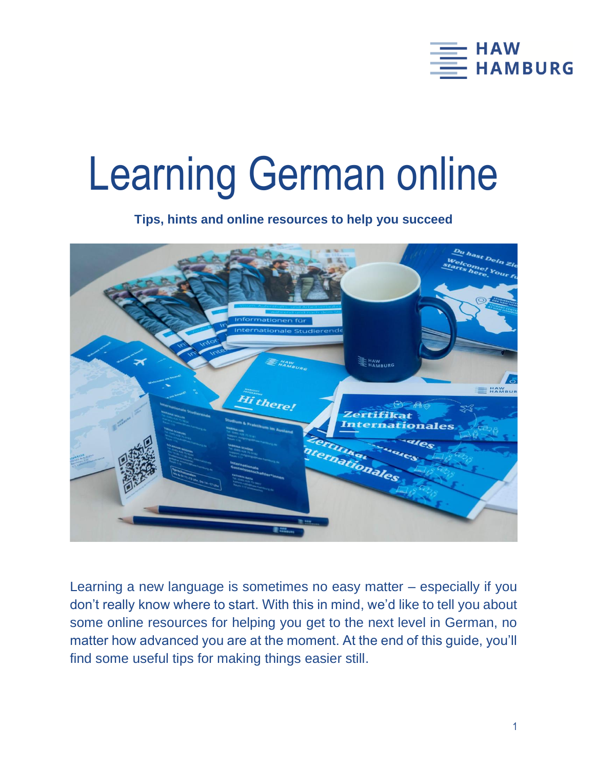# Learning German online

**Tips, hints and online resources to help you succeed**

Learning a new language is sometimes no easy matter – especially if you don't really know where to start. With this in mind, we'd like to tell you about some online resources for helping you get to the next level in German, no matter how advanced you are at the moment. At the end of this guide, you'll find some useful tips for making things easier still.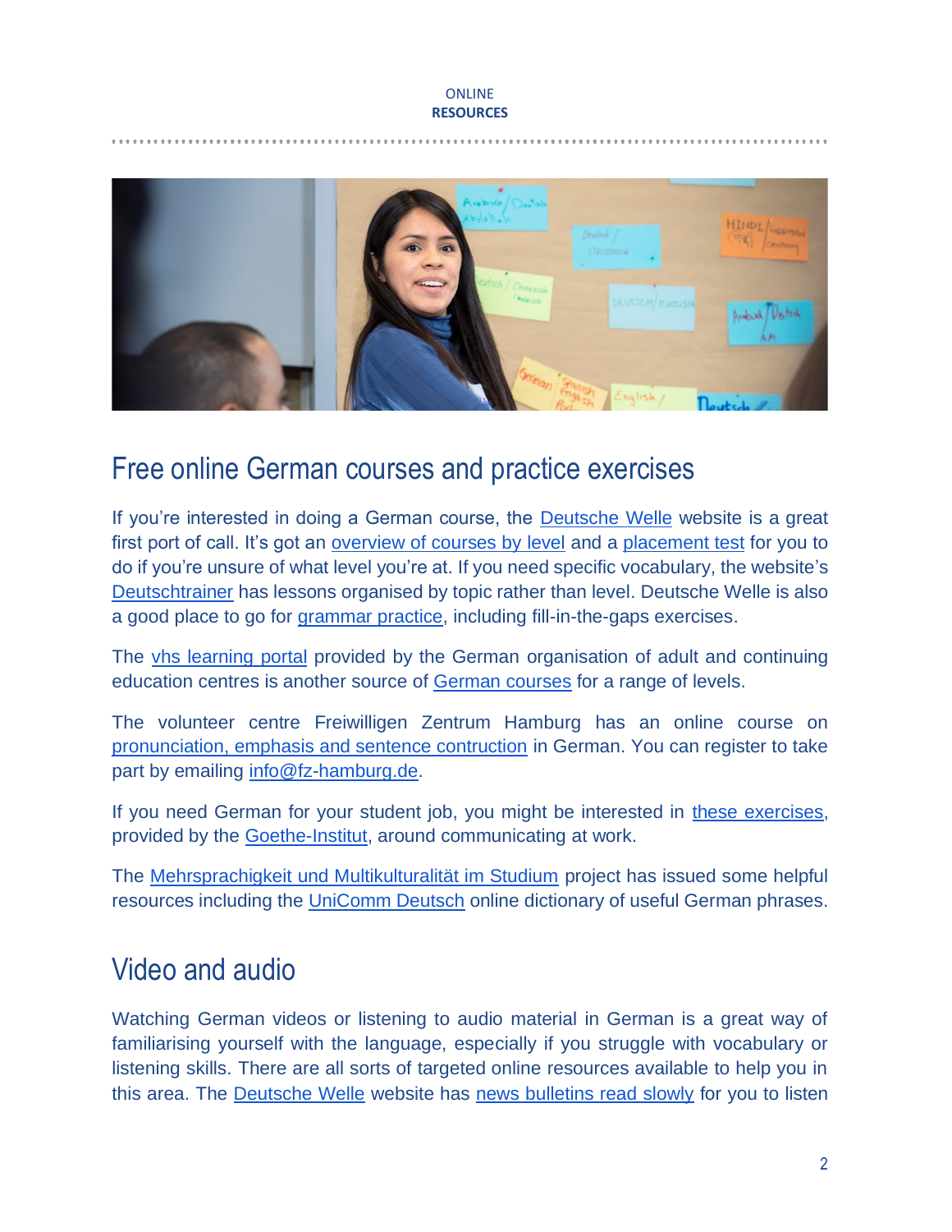## Free online German courses and practice exercises

If you're interested in doing a German course, the Deutsche Welle website is a great first port of call. It's got an overview of courses by level and a placement test for you to do if you're unsure of what level you're at. If you need specific vocabulary, the website's Deutschtrainer has lessons organised by topic rather than level. Deutsche Welle is also a good place to go for grammar practice, including fill-in-the-gaps exercises.

The vhs learning portal provided by the German organisation of adult and continuing education centres is another source of German courses for a range of levels.

The volunteer centre Freiwilligen Zentrum Hamburg has an online course on pronunciation, emphasis and sentence contruction in German. You can register to take part by emailing info@fz-hamburg.de.

If you need German for your student job, you might be interested in these exercises, provided by the Goethe-Institut, around communicating at work.

The Mehrsprachigkeit und Multikulturalität im Studium project has issued some helpful resources including the UniComm Deutsch online dictionary of useful German phrases.

## Video and audio

Watching German videos or listening to audio material in German is a great way of familiarising yourself with the language, especially if you struggle with vocabulary or listening skills. There are all sorts of targeted online resources available to help you in this area. The Deutsche Welle website has news bulletins read slowly for you to listen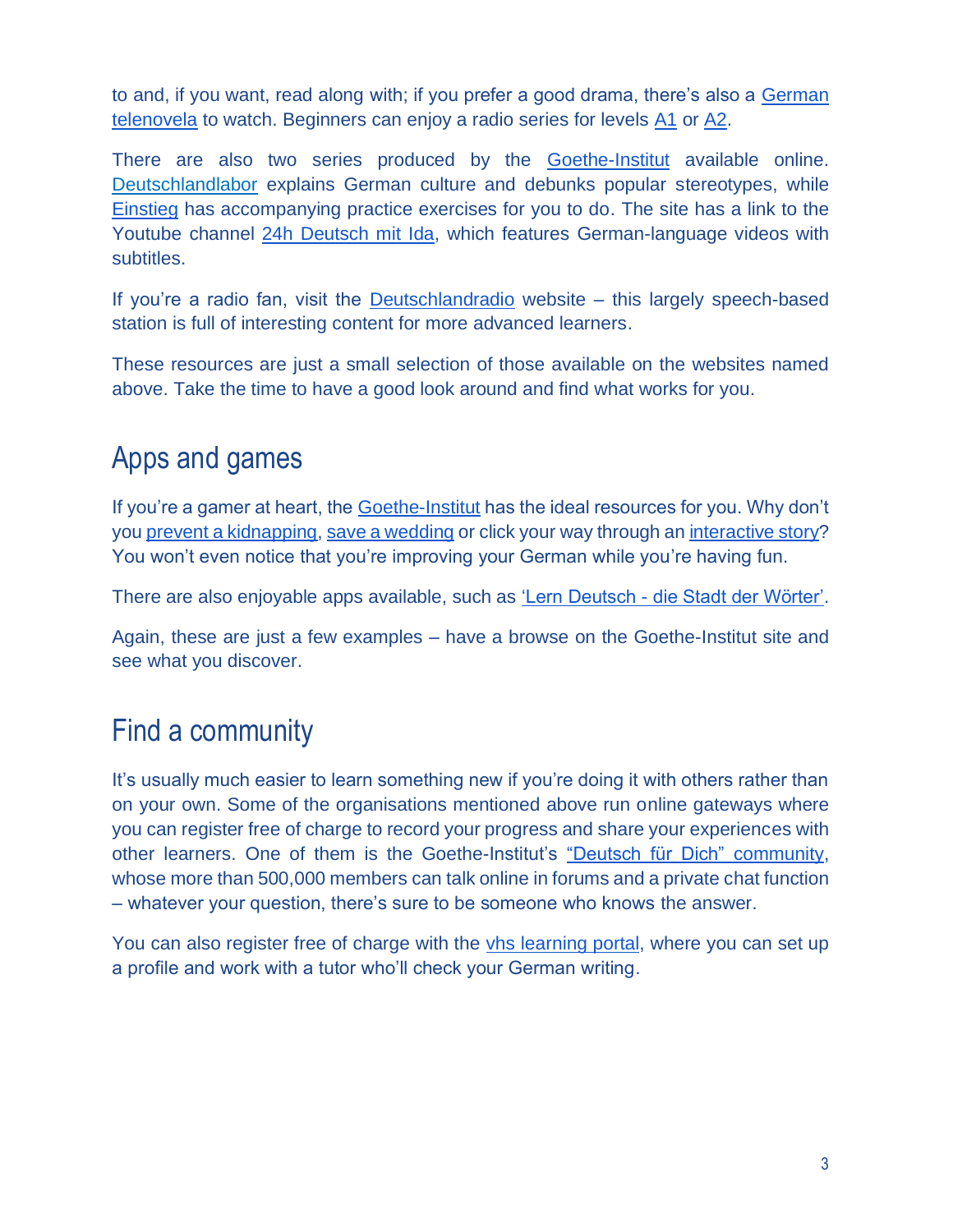to and, if you want, read along with; if you prefer a good drama, there's also a German telenovela to watch. Beginners can enjoy a radio series for levels A1 or A2.

There are also two series produced by the Goethe-Institut available online. Deutschlandlabor explains German culture and debunks popular stereotypes, while Einstieg has accompanying practice exercises for you to do. The site has a link to the Youtube channel 24h Deutsch mit Ida, which features German-language videos with subtitles.

If you're a radio fan, visit the Deutschlandradio website – this largely speech-based station is full of interesting content for more advanced learners.

These resources are just a small selection of those available on the websites named above. Take the time to have a good look around and find what works for you.

## Apps and games

If you're a gamer at heart, the Goethe-Institut has the ideal resources for you. Why don't you prevent a kidnapping, save a wedding or click your way through an interactive story? You won't even notice that you're improving your German while you're having fun.

There are also enjoyable apps available, such as 'Lern Deutsch - die Stadt der Wörter'.

Again, these are just a few examples – have a browse on the Goethe-Institut site and see what you discover.

## Find a community

It's usually much easier to learn something new if you're doing it with others rather than on your own. Some of the organisations mentioned above run online gateways where you can register free of charge to record your progress and share your experiences with other learners. One of them is the Goethe-Institut's "Deutsch für Dich" community, whose more than 500,000 members can talk online in forums and a private chat function – whatever your question, there's sure to be someone who knows the answer.

You can also register free of charge with the vhs learning portal, where you can set up a profile and work with a tutor who'll check your German writing.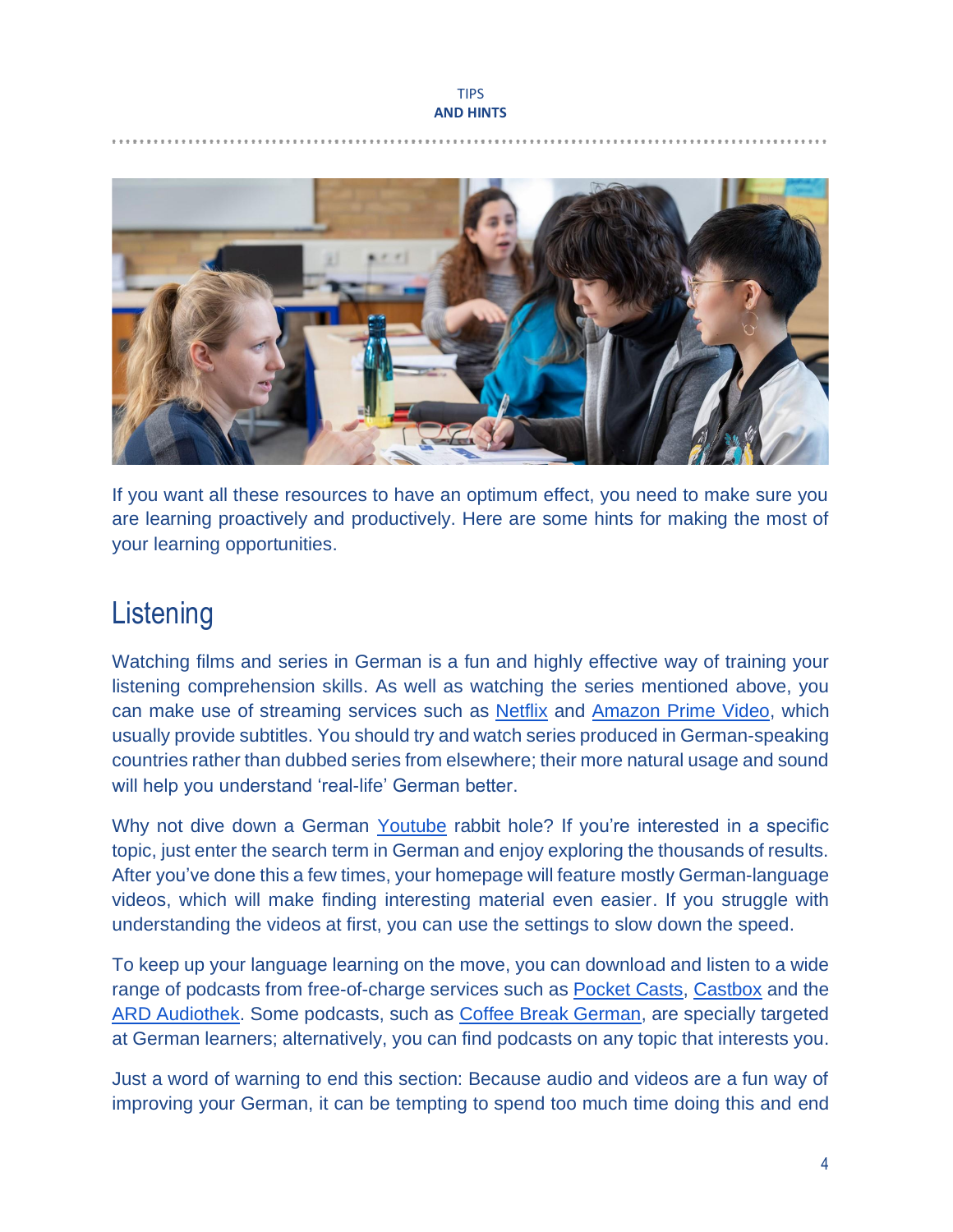If you want all these resources to have an optimum effect, you need to make sure you are learning proactively and productively. Here are some hints for making the most of your learning opportunities.

## Listening

Watching films and series in German is a fun and highly effective way of training your listening comprehension skills. As well as watching the series mentioned above, you can make use of streaming services such as Netflix and Amazon Prime Video, which usually provide subtitles. You should try and watch series produced in German-speaking countries rather than dubbed series from elsewhere; their more natural usage and sound will help you understand 'real-life' German better.

Why not dive down a German Youtube rabbit hole? If you're interested in a specific topic, just enter the search term in German and enjoy exploring the thousands of results. After you've done this a few times, your homepage will feature mostly German-language videos, which will make finding interesting material even easier. If you struggle with understanding the videos at first, you can use the settings to slow down the speed.

To keep up your language learning on the move, you can download and listen to a wide range of podcasts from free-of-charge services such as Pocket Casts, Castbox and the ARD Audiothek. Some podcasts, such as Coffee Break German, are specially targeted at German learners; alternatively, you can find podcasts on any topic that interests you.

Just a word of warning to end this section: Because audio and videos are a fun way of improving your German, it can be tempting to spend too much time doing this and end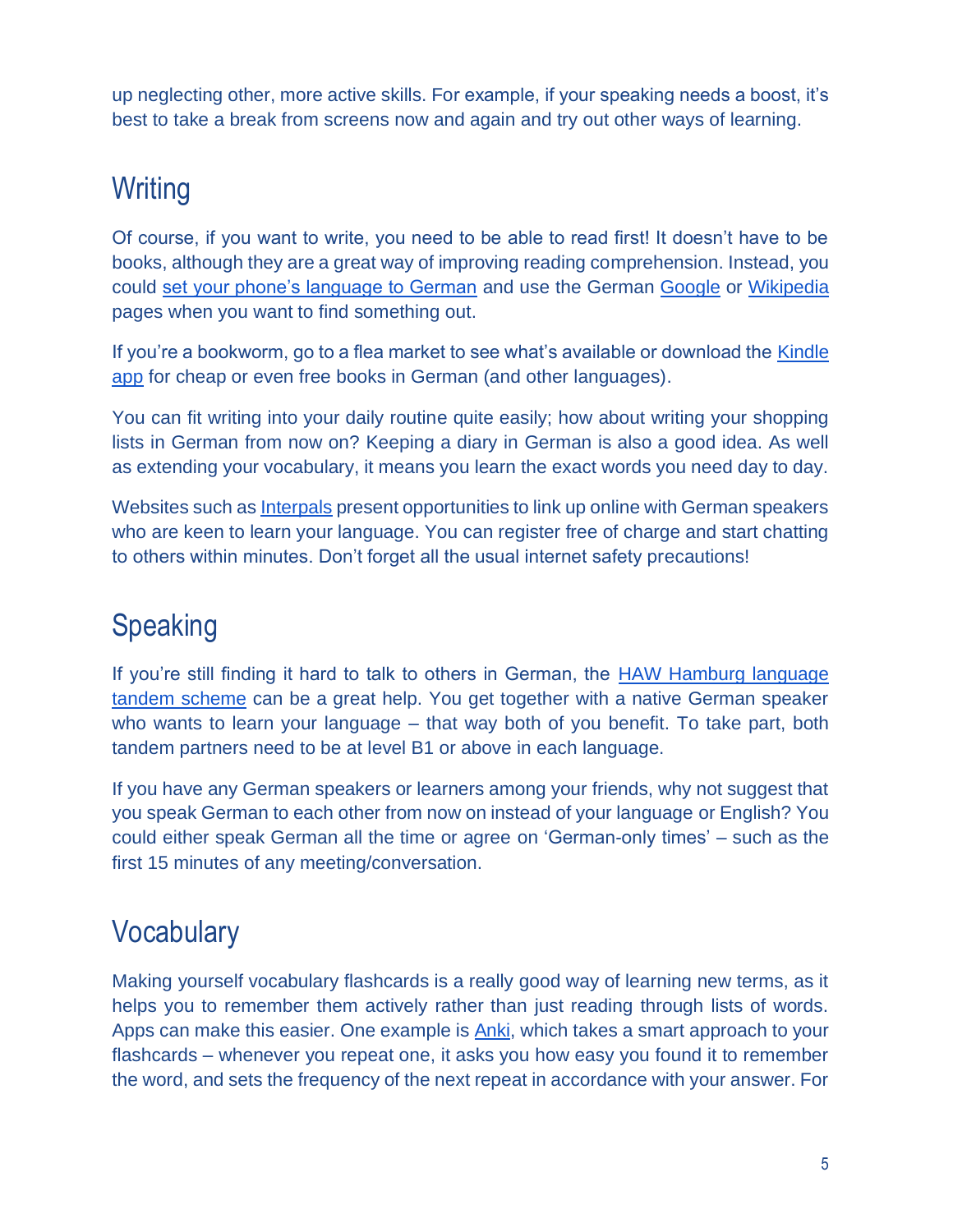up neglecting other, more active skills. For example, if your speaking needs a boost, it's best to take a break from screens now and again and try out other ways of learning.

## Writing

Of course, if you want to write, you need to be able to read first! It doesn't have to be books, although they are a great way of improving reading comprehension. Instead, you could set your phone's language to German and use the German Google or Wikipedia pages when you want to find something out.

If you're a bookworm, go to a flea market to see what's available or download the Kindle app for cheap or even free books in German (and other languages).

You can fit writing into your daily routine quite easily; how about writing your shopping lists in German from now on? Keeping a diary in German is also a good idea. As well as extending your vocabulary, it means you learn the exact words you need day to day.

Websites such as Interpals present opportunities to link up online with German speakers who are keen to learn your language. You can register free of charge and start chatting to others within minutes. Don't forget all the usual internet safety precautions!

## Speaking

If you're still finding it hard to talk to others in German, the HAW Hamburg language tandem scheme can be a great help. You get together with a native German speaker who wants to learn your language – that way both of you benefit. To take part, both tandem partners need to be at level B1 or above in each language.

If you have any German speakers or learners among your friends, why not suggest that you speak German to each other from now on instead of your language or English? You could either speak German all the time or agree on 'German-only times' – such as the first 15 minutes of any meeting/conversation.

## Vocabulary

Making yourself vocabulary flashcards is a really good way of learning new terms, as it helps you to remember them actively rather than just reading through lists of words. Apps can make this easier. One example is Anki, which takes a smart approach to your flashcards – whenever you repeat one, it asks you how easy you found it to remember the word, and sets the frequency of the next repeat in accordance with your answer. For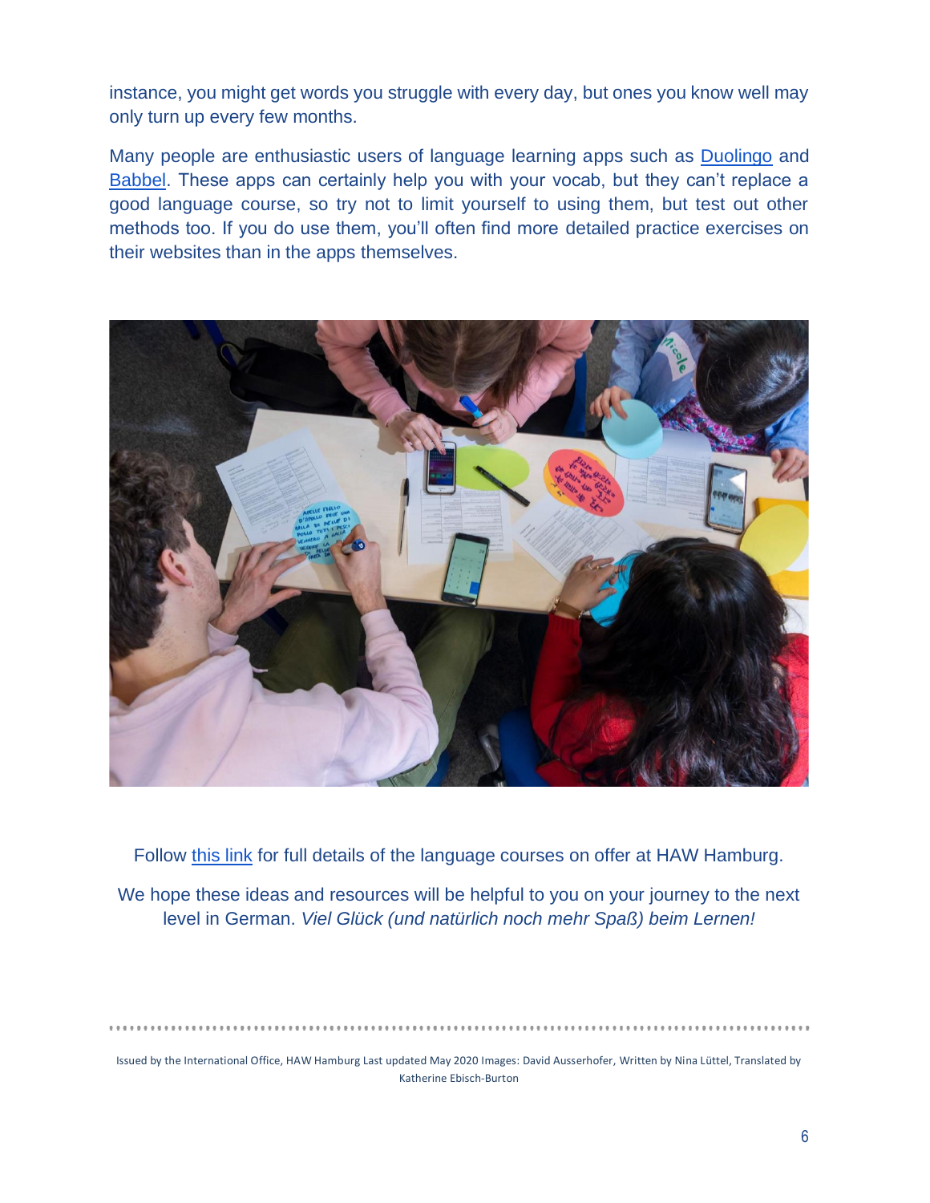instance, you might get words you struggle with every day, but ones you know well may only turn up every few months.

Many people are enthusiastic users of language learning apps such as Duolingo and Babbel. These apps can certainly help you with your vocab, but they can't replace a good language course, so try not to limit yourself to using them, but test out other methods too. If you do use them, you'll often find more detailed practice exercises on their websites than in the apps themselves.

Follow this link for full details of the language courses on offer at HAW Hamburg.

We hope these ideas and resources will be helpful to you on your journey to the next level in German. *Viel Glück (und natürlich noch mehr Spaß) beim Lernen!*

---

Issued by the International Office, HAW Hamburg Last updated May 2020 Images: David Ausserhofer, Written by Nina Lüttel, Translated by Katherine Ebisch-Burton